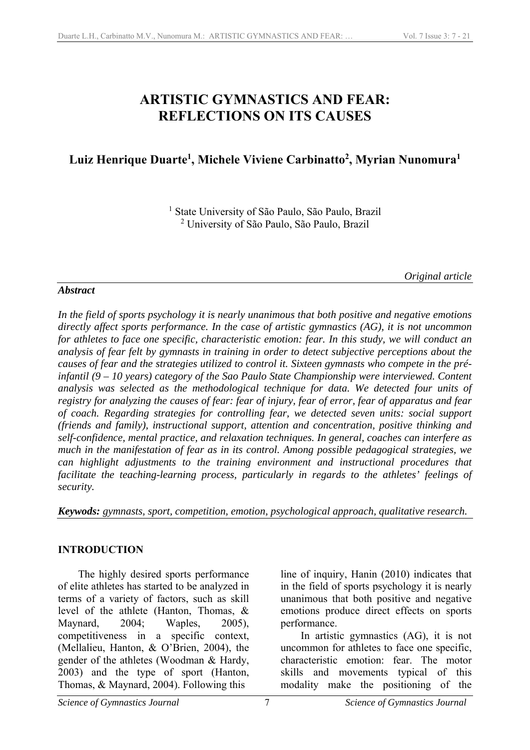# ARTISTIC GYMNASTICS AND FEAR: REFLECTIONS ON ITS CAUSES

**Luiz Henrique Duarte[1], Michele Viviene Carbinatto[2], Myrian Nunomura[1]**

[1] State University of São Paulo, São Paulo, Brazil
[2] University of São Paulo, São Paulo, Brazil

*Original article*

***Abstract***

*In the field of sports psychology it is nearly unanimous that both positive and negative emotions directly affect sports performance. In the case of artistic gymnastics (AG), it is not uncommon for athletes to face one specific, characteristic emotion: fear. In this study, we will conduct an analysis of fear felt by gymnasts in training in order to detect subjective perceptions about the causes of fear and the strategies utilized to control it. Sixteen gymnasts who compete in the pré-infantil (9 – 10 years) category of the Sao Paulo State Championship were interviewed. Content analysis was selected as the methodological technique for data. We detected four units of registry for analyzing the causes of fear: fear of injury, fear of error, fear of apparatus and fear of coach. Regarding strategies for controlling fear, we detected seven units: social support (friends and family), instructional support, attention and concentration, positive thinking and self-confidence, mental practice, and relaxation techniques. In general, coaches can interfere as much in the manifestation of fear as in its control. Among possible pedagogical strategies, we can highlight adjustments to the training environment and instructional procedures that facilitate the teaching-learning process, particularly in regards to the athletes' feelings of security.*

***Keywods:*** *gymnasts, sport, competition, emotion, psychological approach, qualitative research.*

## INTRODUCTION

The highly desired sports performance of elite athletes has started to be analyzed in terms of a variety of factors, such as skill level of the athlete (Hanton, Thomas, & Maynard, 2004; Waples, 2005), competitiveness in a specific context, (Mellalieu, Hanton, & O'Brien, 2004), the gender of the athletes (Woodman & Hardy, 2003) and the type of sport (Hanton, Thomas, & Maynard, 2004). Following this line of inquiry, Hanin (2010) indicates that in the field of sports psychology it is nearly unanimous that both positive and negative emotions produce direct effects on sports performance.

In artistic gymnastics (AG), it is not uncommon for athletes to face one specific, characteristic emotion: fear. The motor skills and movements typical of this modality make the positioning of the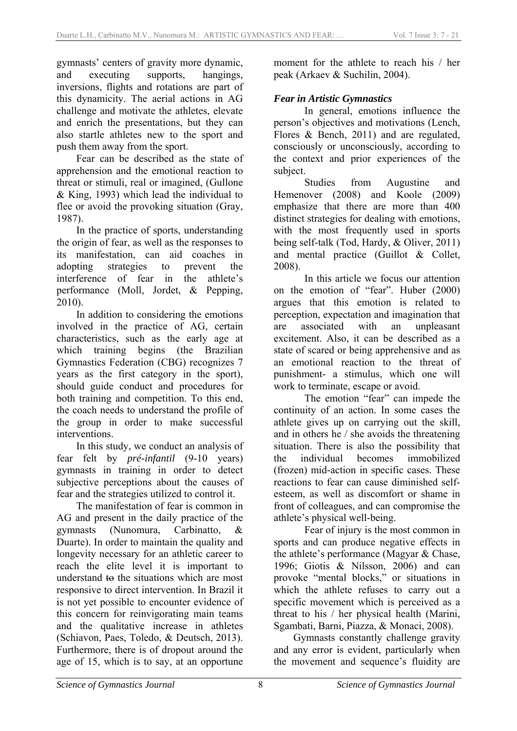gymnasts' centers of gravity more dynamic, and executing supports, hangings, inversions, flights and rotations are part of this dynamicity. The aerial actions in AG challenge and motivate the athletes, elevate and enrich the presentations, but they can also startle athletes new to the sport and push them away from the sport.

Fear can be described as the state of apprehension and the emotional reaction to threat or stimuli, real or imagined, (Gullone & King, 1993) which lead the individual to flee or avoid the provoking situation (Gray, 1987).

In the practice of sports, understanding the origin of fear, as well as the responses to its manifestation, can aid coaches in adopting strategies to prevent the interference of fear in the athlete's performance (Moll, Jordet, & Pepping, 2010).

In addition to considering the emotions involved in the practice of AG, certain characteristics, such as the early age at which training begins (the Brazilian Gymnastics Federation (CBG) recognizes 7 years as the first category in the sport), should guide conduct and procedures for both training and competition. To this end, the coach needs to understand the profile of the group in order to make successful interventions.

In this study, we conduct an analysis of fear felt by *pré-infantil* (9-10 years) gymnasts in training in order to detect subjective perceptions about the causes of fear and the strategies utilized to control it.

The manifestation of fear is common in AG and present in the daily practice of the gymnasts (Nunomura, Carbinatto, & Duarte). In order to maintain the quality and longevity necessary for an athletic career to reach the elite level it is important to understand ~~to~~ the situations which are most responsive to direct intervention. In Brazil it is not yet possible to encounter evidence of this concern for reinvigorating main teams and the qualitative increase in athletes (Schiavon, Paes, Toledo, & Deutsch, 2013). Furthermore, there is of dropout around the age of 15, which is to say, at an opportune moment for the athlete to reach his / her peak (Arkaev & Suchilin, 2004).

### *Fear in Artistic Gymnastics*

In general, emotions influence the person's objectives and motivations (Lench, Flores & Bench, 2011) and are regulated, consciously or unconsciously, according to the context and prior experiences of the subject.

Studies from Augustine and Hemenover (2008) and Koole (2009) emphasize that there are more than 400 distinct strategies for dealing with emotions, with the most frequently used in sports being self-talk (Tod, Hardy, & Oliver, 2011) and mental practice (Guillot & Collet, 2008).

In this article we focus our attention on the emotion of "fear". Huber (2000) argues that this emotion is related to perception, expectation and imagination that are associated with an unpleasant excitement. Also, it can be described as a state of scared or being apprehensive and as an emotional reaction to the threat of punishment- a stimulus, which one will work to terminate, escape or avoid.

The emotion "fear" can impede the continuity of an action. In some cases the athlete gives up on carrying out the skill, and in others he / she avoids the threatening situation. There is also the possibility that the individual becomes immobilized (frozen) mid-action in specific cases. These reactions to fear can cause diminished self-esteem, as well as discomfort or shame in front of colleagues, and can compromise the athlete's physical well-being.

Fear of injury is the most common in sports and can produce negative effects in the athlete's performance (Magyar & Chase, 1996; Giotis & Nilsson, 2006) and can provoke "mental blocks," or situations in which the athlete refuses to carry out a specific movement which is perceived as a threat to his / her physical health (Marini, Sgambati, Barni, Piazza, & Monaci, 2008).

Gymnasts constantly challenge gravity and any error is evident, particularly when the movement and sequence's fluidity are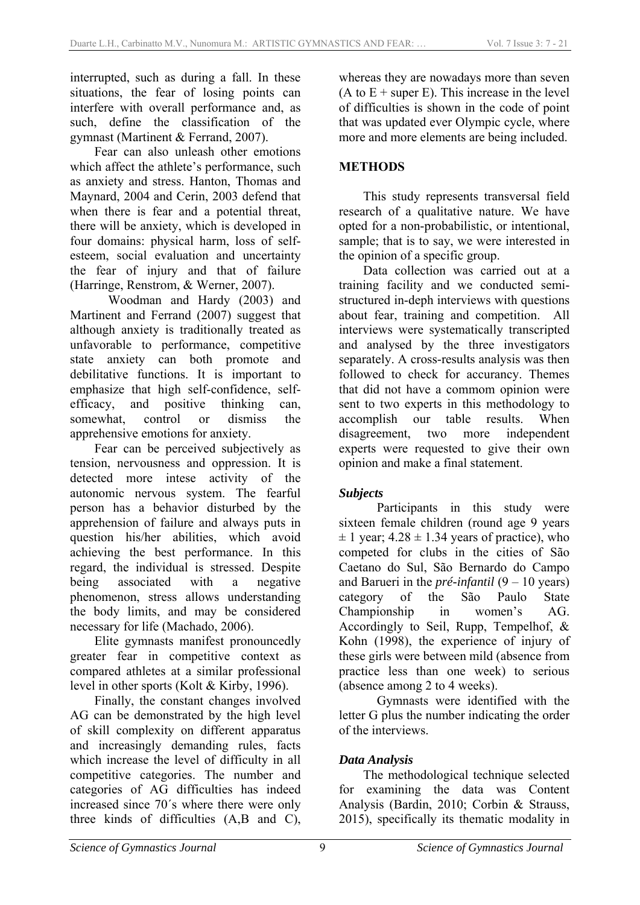interrupted, such as during a fall. In these situations, the fear of losing points can interfere with overall performance and, as such, define the classification of the gymnast (Martinent & Ferrand, 2007).

Fear can also unleash other emotions which affect the athlete's performance, such as anxiety and stress. Hanton, Thomas and Maynard, 2004 and Cerin, 2003 defend that when there is fear and a potential threat, there will be anxiety, which is developed in four domains: physical harm, loss of self-esteem, social evaluation and uncertainty the fear of injury and that of failure (Harringe, Renstrom, & Werner, 2007).

Woodman and Hardy (2003) and Martinent and Ferrand (2007) suggest that although anxiety is traditionally treated as unfavorable to performance, competitive state anxiety can both promote and debilitative functions. It is important to emphasize that high self-confidence, self-efficacy, and positive thinking can, somewhat, control or dismiss the apprehensive emotions for anxiety.

Fear can be perceived subjectively as tension, nervousness and oppression. It is detected more intese activity of the autonomic nervous system. The fearful person has a behavior disturbed by the apprehension of failure and always puts in question his/her abilities, which avoid achieving the best performance. In this regard, the individual is stressed. Despite being associated with a negative phenomenon, stress allows understanding the body limits, and may be considered necessary for life (Machado, 2006).

Elite gymnasts manifest pronouncedly greater fear in competitive context as compared athletes at a similar professional level in other sports (Kolt & Kirby, 1996).

Finally, the constant changes involved AG can be demonstrated by the high level of skill complexity on different apparatus and increasingly demanding rules, facts which increase the level of difficulty in all competitive categories. The number and categories of AG difficulties has indeed increased since 70´s where there were only three kinds of difficulties (A,B and C), whereas they are nowadays more than seven (A to E + super E). This increase in the level of difficulties is shown in the code of point that was updated ever Olympic cycle, where more and more elements are being included.

## METHODS

This study represents transversal field research of a qualitative nature. We have opted for a non-probabilistic, or intentional, sample; that is to say, we were interested in the opinion of a specific group.

Data collection was carried out at a training facility and we conducted semi-structured in-deph interviews with questions about fear, training and competition. All interviews were systematically transcripted and analysed by the three investigators separately. A cross-results analysis was then followed to check for accurancy. Themes that did not have a commom opinion were sent to two experts in this methodology to accomplish our table results. When disagreement, two more independent experts were requested to give their own opinion and make a final statement.

### *Subjects*

Participants in this study were sixteen female children (round age 9 years $\pm$ 1 year; 4.28 $\pm$ 1.34 years of practice), who competed for clubs in the cities of São Caetano do Sul, São Bernardo do Campo and Barueri in the *pré-infantil* (9 – 10 years) category of the São Paulo State Championship in women's AG. Accordingly to Seil, Rupp, Tempelhof, & Kohn (1998), the experience of injury of these girls were between mild (absence from practice less than one week) to serious (absence among 2 to 4 weeks).

Gymnasts were identified with the letter G plus the number indicating the order of the interviews.

### *Data Analysis*

The methodological technique selected for examining the data was Content Analysis (Bardin, 2010; Corbin & Strauss, 2015), specifically its thematic modality in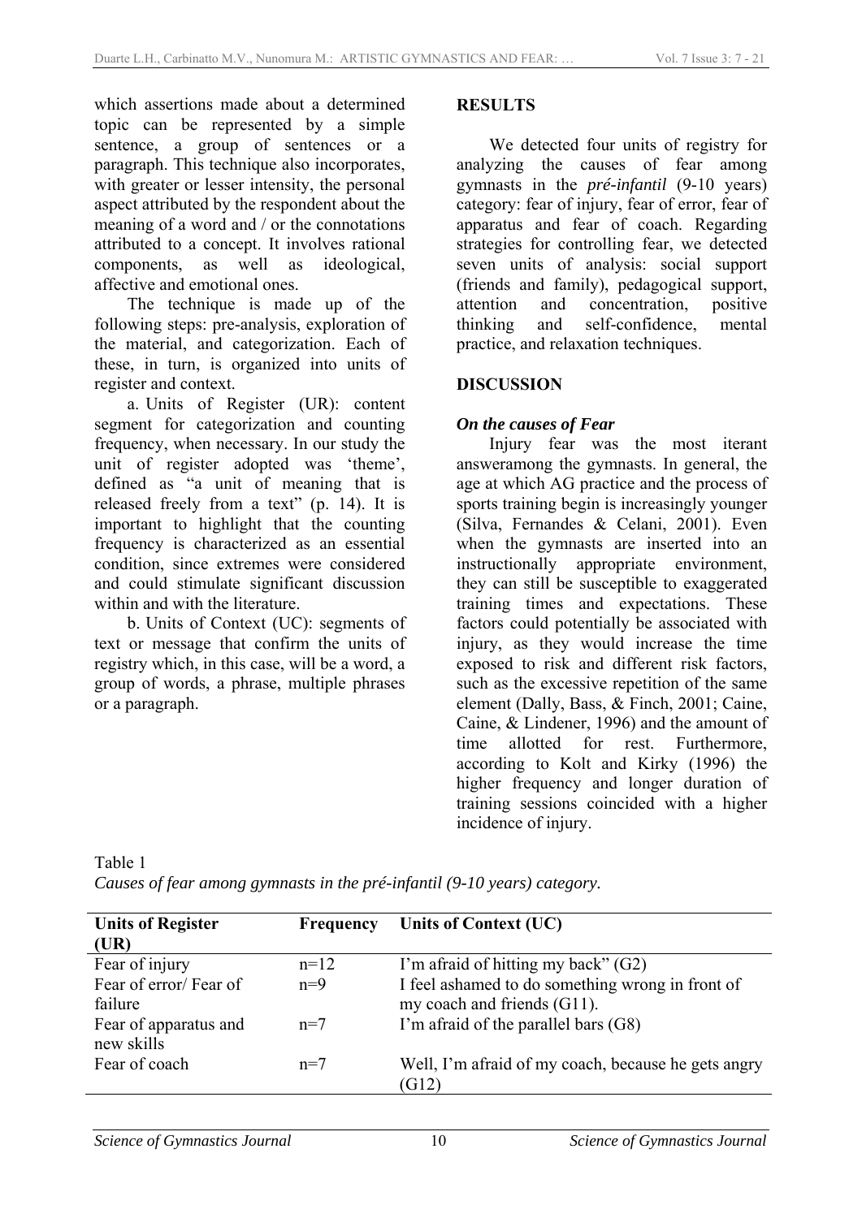which assertions made about a determined topic can be represented by a simple sentence, a group of sentences or a paragraph. This technique also incorporates, with greater or lesser intensity, the personal aspect attributed by the respondent about the meaning of a word and / or the connotations attributed to a concept. It involves rational components, as well as ideological, affective and emotional ones.

The technique is made up of the following steps: pre-analysis, exploration of the material, and categorization. Each of these, in turn, is organized into units of register and context.

a. Units of Register (UR): content segment for categorization and counting frequency, when necessary. In our study the unit of register adopted was 'theme', defined as "a unit of meaning that is released freely from a text" (p. 14). It is important to highlight that the counting frequency is characterized as an essential condition, since extremes were considered and could stimulate significant discussion within and with the literature.

b. Units of Context (UC): segments of text or message that confirm the units of registry which, in this case, will be a word, a group of words, a phrase, multiple phrases or a paragraph.

## RESULTS

We detected four units of registry for analyzing the causes of fear among gymnasts in the *pré-infantil* (9-10 years) category: fear of injury, fear of error, fear of apparatus and fear of coach. Regarding strategies for controlling fear, we detected seven units of analysis: social support (friends and family), pedagogical support, attention and concentration, positive thinking and self-confidence, mental practice, and relaxation techniques.

## DISCUSSION

### *On the causes of Fear*

Injury fear was the most iterant answeramong the gymnasts. In general, the age at which AG practice and the process of sports training begin is increasingly younger (Silva, Fernandes & Celani, 2001). Even when the gymnasts are inserted into an instructionally appropriate environment, they can still be susceptible to exaggerated training times and expectations. These factors could potentially be associated with injury, as they would increase the time exposed to risk and different risk factors, such as the excessive repetition of the same element (Dally, Bass, & Finch, 2001; Caine, Caine, & Lindener, 1996) and the amount of time allotted for rest. Furthermore, according to Kolt and Kirky (1996) the higher frequency and longer duration of training sessions coincided with a higher incidence of injury.

Table 1
*Causes of fear among gymnasts in the pré-infantil (9-10 years) category.*

| Units of Register (UR) | Frequency | Units of Context (UC) |
|---|---|---|
| Fear of injury | n=12 | I'm afraid of hitting my back" (G2) |
| Fear of error/ Fear of failure | n=9 | I feel ashamed to do something wrong in front of my coach and friends (G11). |
| Fear of apparatus and new skills | n=7 | I'm afraid of the parallel bars (G8) |
| Fear of coach | n=7 | Well, I'm afraid of my coach, because he gets angry (G12) |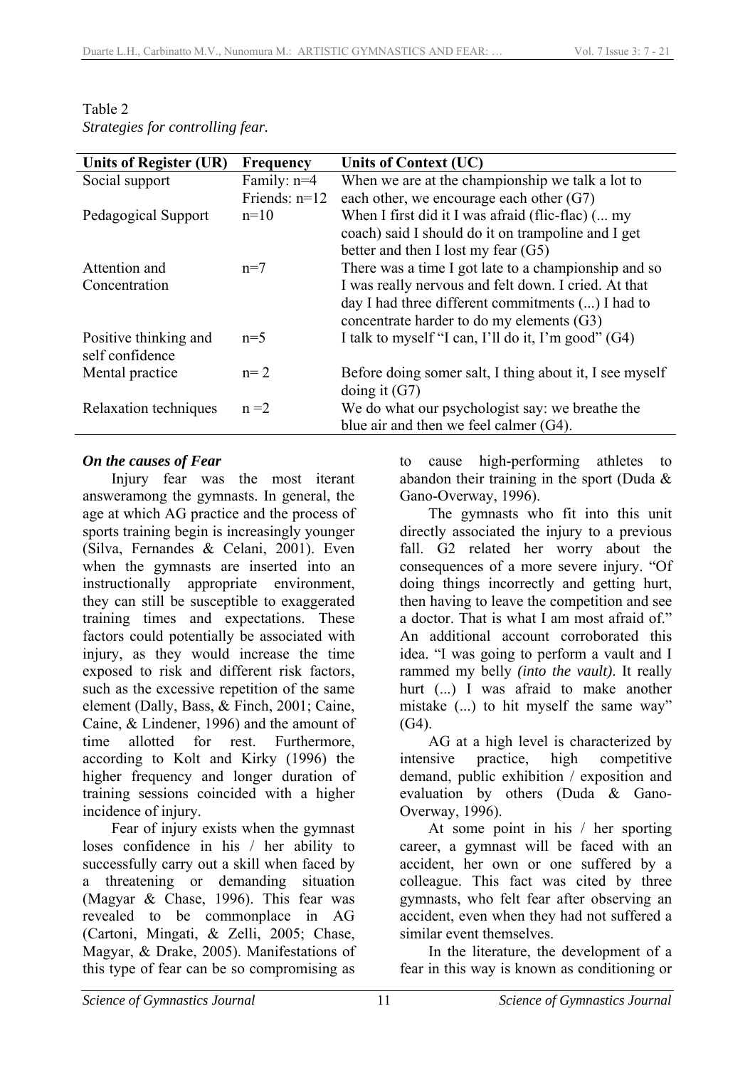Table 2
*Strategies for controlling fear.*

| Units of Register (UR) | Frequency | Units of Context (UC) |
|---|---|---|
| Social support | Family: n=4 Friends: n=12 | When we are at the championship we talk a lot to each other, we encourage each other (G7) |
| Pedagogical Support | n=10 | When I first did it I was afraid (flic-flac) (... my coach) said I should do it on trampoline and I get better and then I lost my fear (G5) |
| Attention and Concentration | n=7 | There was a time I got late to a championship and so I was really nervous and felt down. I cried. At that day I had three different commitments (...) I had to concentrate harder to do my elements (G3) |
| Positive thinking and self confidence | n=5 | I talk to myself "I can, I'll do it, I'm good" (G4) |
| Mental practice | n= 2 | Before doing somer salt, I thing about it, I see myself doing it (G7) |
| Relaxation techniques | n =2 | We do what our psychologist say: we breathe the blue air and then we feel calmer (G4). |

### *On the causes of Fear*

Injury fear was the most iterant answeramong the gymnasts. In general, the age at which AG practice and the process of sports training begin is increasingly younger (Silva, Fernandes & Celani, 2001). Even when the gymnasts are inserted into an instructionally appropriate environment, they can still be susceptible to exaggerated training times and expectations. These factors could potentially be associated with injury, as they would increase the time exposed to risk and different risk factors, such as the excessive repetition of the same element (Dally, Bass, & Finch, 2001; Caine, Caine, & Lindener, 1996) and the amount of time allotted for rest. Furthermore, according to Kolt and Kirky (1996) the higher frequency and longer duration of training sessions coincided with a higher incidence of injury.

Fear of injury exists when the gymnast loses confidence in his / her ability to successfully carry out a skill when faced by a threatening or demanding situation (Magyar & Chase, 1996). This fear was revealed to be commonplace in AG (Cartoni, Mingati, & Zelli, 2005; Chase, Magyar, & Drake, 2005). Manifestations of this type of fear can be so compromising as to cause high-performing athletes to abandon their training in the sport (Duda & Gano-Overway, 1996).

The gymnasts who fit into this unit directly associated the injury to a previous fall. G2 related her worry about the consequences of a more severe injury. "Of doing things incorrectly and getting hurt, then having to leave the competition and see a doctor. That is what I am most afraid of." An additional account corroborated this idea. "I was going to perform a vault and I rammed my belly *(into the vault)*. It really hurt (...) I was afraid to make another mistake (...) to hit myself the same way" (G4).

AG at a high level is characterized by intensive practice, high competitive demand, public exhibition / exposition and evaluation by others (Duda & Gano-Overway, 1996).

At some point in his / her sporting career, a gymnast will be faced with an accident, her own or one suffered by a colleague. This fact was cited by three gymnasts, who felt fear after observing an accident, even when they had not suffered a similar event themselves.

In the literature, the development of a fear in this way is known as conditioning or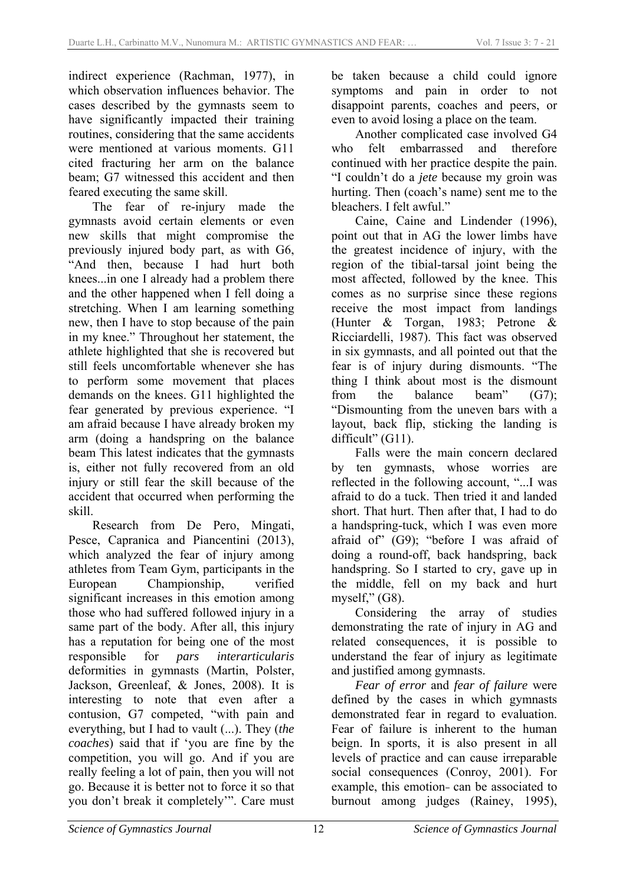indirect experience (Rachman, 1977), in which observation influences behavior. The cases described by the gymnasts seem to have significantly impacted their training routines, considering that the same accidents were mentioned at various moments. G11 cited fracturing her arm on the balance beam; G7 witnessed this accident and then feared executing the same skill.

The fear of re-injury made the gymnasts avoid certain elements or even new skills that might compromise the previously injured body part, as with G6, "And then, because I had hurt both knees...in one I already had a problem there and the other happened when I fell doing a stretching. When I am learning something new, then I have to stop because of the pain in my knee." Throughout her statement, the athlete highlighted that she is recovered but still feels uncomfortable whenever she has to perform some movement that places demands on the knees. G11 highlighted the fear generated by previous experience. "I am afraid because I have already broken my arm (doing a handspring on the balance beam This latest indicates that the gymnasts is, either not fully recovered from an old injury or still fear the skill because of the accident that occurred when performing the skill.

Research from De Pero, Mingati, Pesce, Capranica and Piancentini (2013), which analyzed the fear of injury among athletes from Team Gym, participants in the European Championship, verified significant increases in this emotion among those who had suffered followed injury in a same part of the body. After all, this injury has a reputation for being one of the most responsible for *pars interarticularis* deformities in gymnasts (Martin, Polster, Jackson, Greenleaf, & Jones, 2008). It is interesting to note that even after a contusion, G7 competed, "with pain and everything, but I had to vault (...). They (*the coaches*) said that if 'you are fine by the competition, you will go. And if you are really feeling a lot of pain, then you will not go. Because it is better not to force it so that you don't break it completely'". Care must be taken because a child could ignore symptoms and pain in order to not disappoint parents, coaches and peers, or even to avoid losing a place on the team.

Another complicated case involved G4 who felt embarrassed and therefore continued with her practice despite the pain. "I couldn't do a *jete* because my groin was hurting. Then (coach's name) sent me to the bleachers. I felt awful."

Caine, Caine and Lindender (1996), point out that in AG the lower limbs have the greatest incidence of injury, with the region of the tibial-tarsal joint being the most affected, followed by the knee. This comes as no surprise since these regions receive the most impact from landings (Hunter & Torgan, 1983; Petrone & Ricciardelli, 1987). This fact was observed in six gymnasts, and all pointed out that the fear is of injury during dismounts. "The thing I think about most is the dismount from the balance beam" (G7); "Dismounting from the uneven bars with a layout, back flip, sticking the landing is difficult" (G11).

Falls were the main concern declared by ten gymnasts, whose worries are reflected in the following account, "...I was afraid to do a tuck. Then tried it and landed short. That hurt. Then after that, I had to do a handspring-tuck, which I was even more afraid of" (G9); "before I was afraid of doing a round-off, back handspring, back handspring. So I started to cry, gave up in the middle, fell on my back and hurt myself," (G8).

Considering the array of studies demonstrating the rate of injury in AG and related consequences, it is possible to understand the fear of injury as legitimate and justified among gymnasts.

*Fear of error* and *fear of failure* were defined by the cases in which gymnast demonstrated fear in regard to evaluation. Fear of failure is inherent to the human beign. In sports, it is also present in all levels of practice and can cause irreparable social consequences (Conroy, 2001). For example, this emotion can be associated to burnout among judges (Rainey, 1995),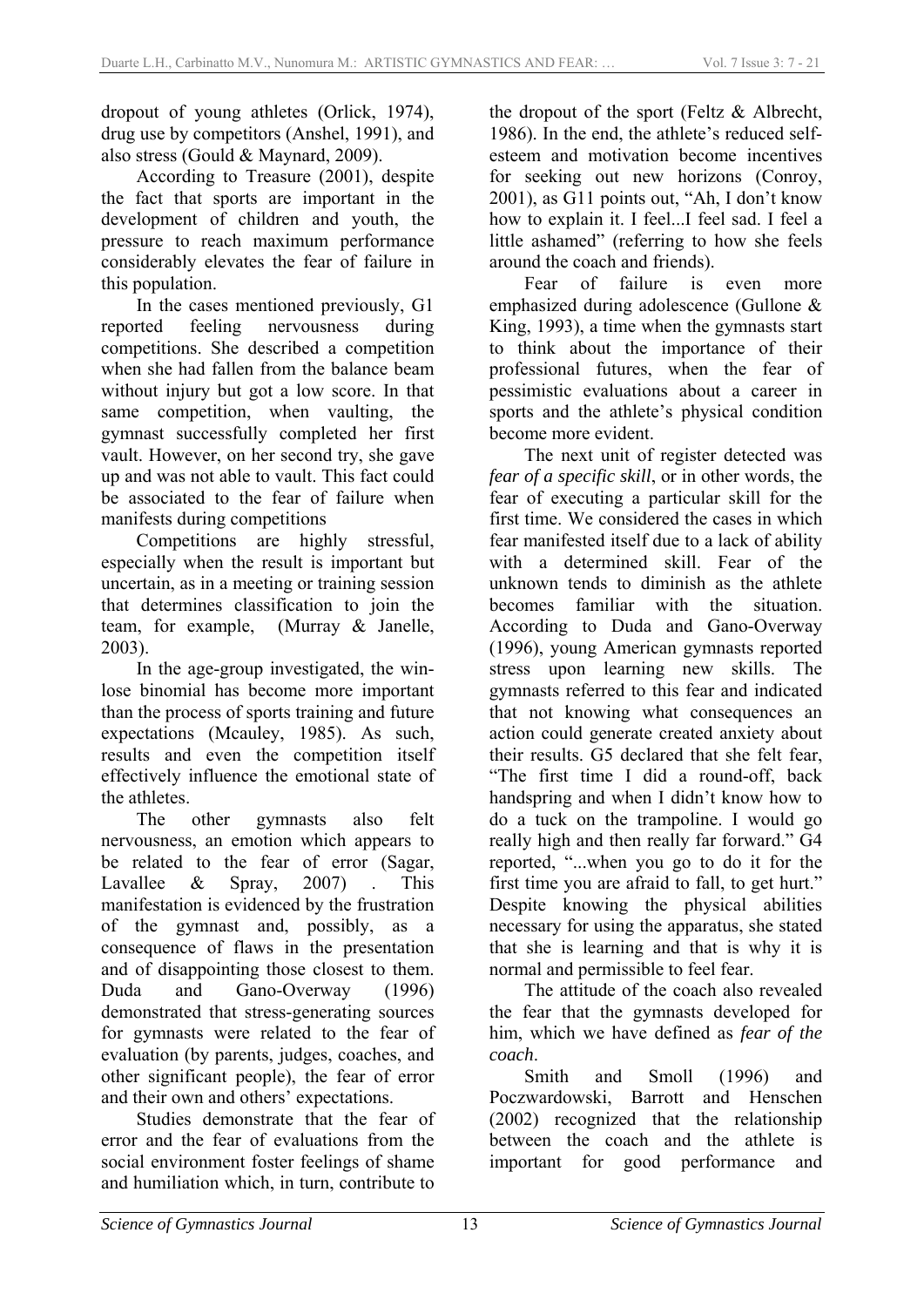dropout of young athletes (Orlick, 1974), drug use by competitors (Anshel, 1991), and also stress (Gould & Maynard, 2009).

According to Treasure (2001), despite the fact that sports are important in the development of children and youth, the pressure to reach maximum performance considerably elevates the fear of failure in this population.

In the cases mentioned previously, G1 reported feeling nervousness during competitions. She described a competition when she had fallen from the balance beam without injury but got a low score. In that same competition, when vaulting, the gymnast successfully completed her first vault. However, on her second try, she gave up and was not able to vault. This fact could be associated to the fear of failure when manifests during competitions

Competitions are highly stressful, especially when the result is important but uncertain, as in a meeting or training session that determines classification to join the team, for example, (Murray & Janelle, 2003).

In the age-group investigated, the win-lose binomial has become more important than the process of sports training and future expectations (Mcauley, 1985). As such, results and even the competition itself effectively influence the emotional state of the athletes.

The other gymnasts also felt nervousness, an emotion which appears to be related to the fear of error (Sagar, Lavallee & Spray, 2007) . This manifestation is evidenced by the frustration of the gymnast and, possibly, as a consequence of flaws in the presentation and of disappointing those closest to them. Duda and Gano-Overway (1996) demonstrated that stress-generating sources for gymnasts were related to the fear of evaluation (by parents, judges, coaches, and other significant people), the fear of error and their own and others' expectations.

Studies demonstrate that the fear of error and the fear of evaluations from the social environment foster feelings of shame and humiliation which, in turn, contribute to the dropout of the sport (Feltz & Albrecht, 1986). In the end, the athlete's reduced self-esteem and motivation become incentives for seeking out new horizons (Conroy, 2001), as G11 points out, "Ah, I don't know how to explain it. I feel...I feel sad. I feel a little ashamed" (referring to how she feels around the coach and friends).

Fear of failure is even more emphasized during adolescence (Gullone & King, 1993), a time when the gymnasts start to think about the importance of their professional futures, when the fear of pessimistic evaluations about a career in sports and the athlete's physical condition become more evident.

The next unit of register detected was *fear of a specific skill*, or in other words, the fear of executing a particular skill for the first time. We considered the cases in which fear manifested itself due to a lack of ability with a determined skill. Fear of the unknown tends to diminish as the athlete becomes familiar with the situation. According to Duda and Gano-Overway (1996), young American gymnasts reported stress upon learning new skills. The gymnasts referred to this fear and indicated that not knowing what consequences an action could generate created anxiety about their results. G5 declared that she felt fear, "The first time I did a round-off, back handspring and when I didn't know how to do a tuck on the trampoline. I would go really high and then really far forward." G4 reported, "...when you go to do it for the first time you are afraid to fall, to get hurt." Despite knowing the physical abilities necessary for using the apparatus, she stated that she is learning and that is why it is normal and permissible to feel fear.

The attitude of the coach also revealed the fear that the gymnasts developed for him, which we have defined as *fear of the coach*.

Smith and Smoll (1996) and Poczwardowski, Barrott and Henschen (2002) recognized that the relationship between the coach and the athlete is important for good performance and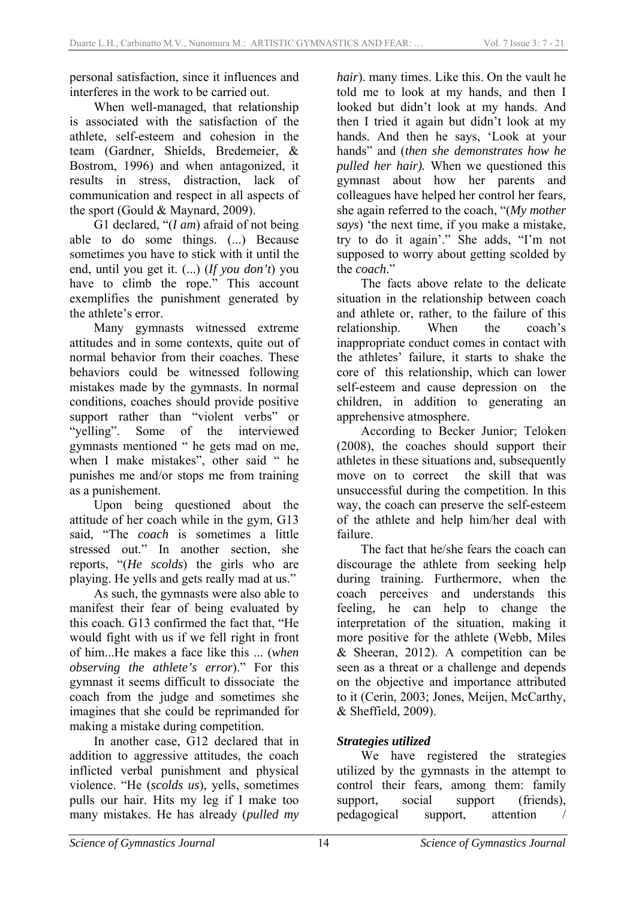personal satisfaction, since it influences and interferes in the work to be carried out.

When well-managed, that relationship is associated with the satisfaction of the athlete, self-esteem and cohesion in the team (Gardner, Shields, Bredemeier, & Bostrom, 1996) and when antagonized, it results in stress, distraction, lack of communication and respect in all aspects of the sport (Gould & Maynard, 2009).

G1 declared, "(*I am*) afraid of not being able to do some things. (...) Because sometimes you have to stick with it until the end, until you get it. (...) (*If you don't*) you have to climb the rope." This account exemplifies the punishment generated by the athlete's error.

Many gymnasts witnessed extreme attitudes and in some contexts, quite out of normal behavior from their coaches. These behaviors could be witnessed following mistakes made by the gymnasts. In normal conditions, coaches should provide positive support rather than "violent verbs" or "yelling". Some of the interviewed gymnasts mentioned " he gets mad on me, when I make mistakes", other said " he punishes me and/or stops me from training as a punishement.

Upon being questioned about the attitude of her coach while in the gym, G13 said, "The *coach* is sometimes a little stressed out." In another section, she reports, "(*He scolds*) the girls who are playing. He yells and gets really mad at us."

As such, the gymnasts were also able to manifest their fear of being evaluated by this coach. G13 confirmed the fact that, "He would fight with us if we fell right in front of him...He makes a face like this ... (*when observing the athlete's error*)." For this gymnast it seems difficult to dissociate the coach from the judge and sometimes she imagines that she could be reprimanded for making a mistake during competition.

In another case, G12 declared that in addition to aggressive attitudes, the coach inflicted verbal punishment and physical violence. "He (*scolds us*), yells, sometimes pulls our hair. Hits my leg if I make too many mistakes. He has already (*pulled my hair*). many times. Like this. On the vault he told me to look at my hands, and then I looked but didn't look at my hands. And then I tried it again but didn't look at my hands. And then he says, 'Look at your hands" and (*then she demonstrates how he pulled her hair).* When we questioned this gymnast about how her parents and colleagues have helped her control her fears, she again referred to the coach, "(*My mother says*) 'the next time, if you make a mistake, try to do it again'." She adds, "I'm not supposed to worry about getting scolded by the *coach*."

The facts above relate to the delicate situation in the relationship between coach and athlete or, rather, to the failure of this relationship. When the coach's inappropriate conduct comes in contact with the athletes' failure, it starts to shake the core of this relationship, which can lower self-esteem and cause depression on the children, in addition to generating an apprehensive atmosphere.

According to Becker Junior; Teloken (2008), the coaches should support their athletes in these situations and, subsequently move on to correct the skill that was unsuccessful during the competition. In this way, the coach can preserve the self-esteem of the athlete and help him/her deal with failure.

The fact that he/she fears the coach can discourage the athlete from seeking help during training. Furthermore, when the coach perceives and understands this feeling, he can help to change the interpretation of the situation, making it more positive for the athlete (Webb, Miles & Sheeran, 2012). A competition can be seen as a threat or a challenge and depends on the objective and importance attributed to it (Cerin, 2003; Jones, Meijen, McCarthy, & Sheffield, 2009).

### *Strategies utilized*

We have registered the strategies utilized by the gymnasts in the attempt to control their fears, among them: family support, social support (friends), pedagogical support, attention /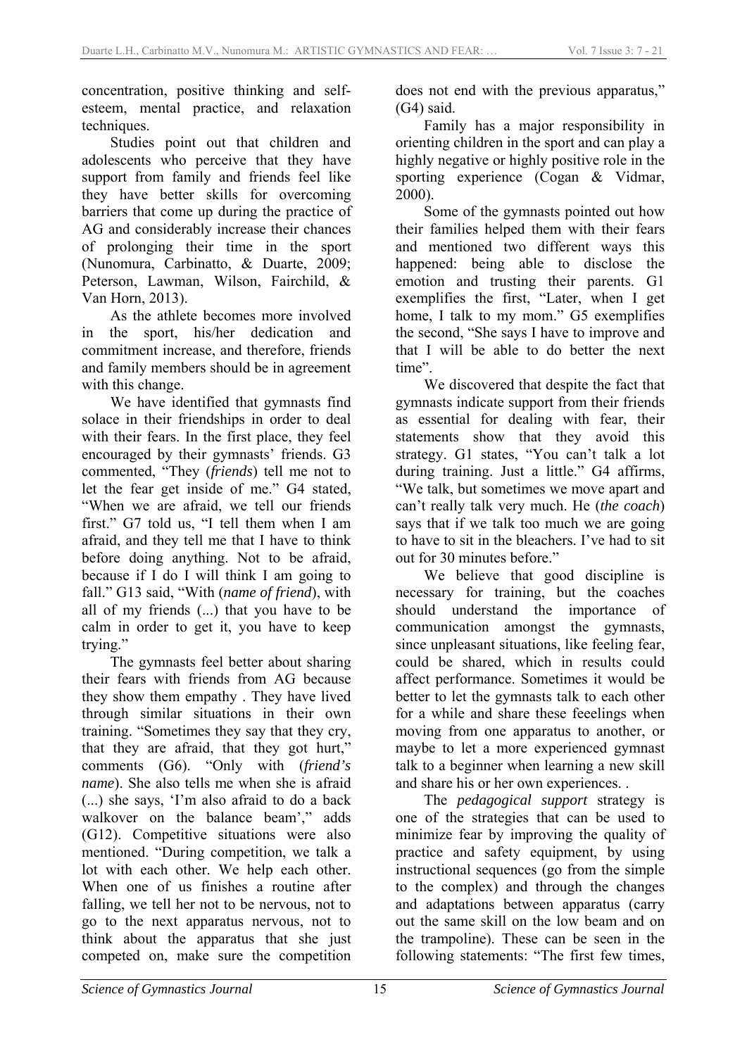concentration, positive thinking and self-esteem, mental practice, and relaxation techniques.

Studies point out that children and adolescents who perceive that they have support from family and friends feel like they have better skills for overcoming barriers that come up during the practice of AG and considerably increase their chances of prolonging their time in the sport (Nunomura, Carbinatto, & Duarte, 2009; Peterson, Lawman, Wilson, Fairchild, & Van Horn, 2013).

As the athlete becomes more involved in the sport, his/her dedication and commitment increase, and therefore, friends and family members should be in agreement with this change.

We have identified that gymnasts find solace in their friendships in order to deal with their fears. In the first place, they feel encouraged by their gymnasts' friends. G3 commented, "They (*friends*) tell me not to let the fear get inside of me." G4 stated, "When we are afraid, we tell our friends first." G7 told us, "I tell them when I am afraid, and they tell me that I have to think before doing anything. Not to be afraid, because if I do I will think I am going to fall." G13 said, "With (*name of friend*), with all of my friends (...) that you have to be calm in order to get it, you have to keep trying."

The gymnasts feel better about sharing their fears with friends from AG because they show them empathy . They have lived through similar situations in their own training. "Sometimes they say that they cry, that they are afraid, that they got hurt," comments (G6). "Only with (*friend's name*). She also tells me when she is afraid (...) she says, 'I'm also afraid to do a back walkover on the balance beam'," adds (G12). Competitive situations were also mentioned. "During competition, we talk a lot with each other. We help each other. When one of us finishes a routine after falling, we tell her not to be nervous, not to go to the next apparatus nervous, not to think about the apparatus that she just competed on, make sure the competition does not end with the previous apparatus," (G4) said.

Family has a major responsibility in orienting children in the sport and can play a highly negative or highly positive role in the sporting experience (Cogan & Vidmar, 2000).

Some of the gymnasts pointed out how their families helped them with their fears and mentioned two different ways this happened: being able to disclose the emotion and trusting their parents. G1 exemplifies the first, "Later, when I get home, I talk to my mom." G5 exemplifies the second, "She says I have to improve and that I will be able to do better the next time".

We discovered that despite the fact that gymnasts indicate support from their friends as essential for dealing with fear, their statements show that they avoid this strategy. G1 states, "You can't talk a lot during training. Just a little." G4 affirms, "We talk, but sometimes we move apart and can't really talk very much. He (*the coach*) says that if we talk too much we are going to have to sit in the bleachers. I've had to sit out for 30 minutes before."

We believe that good discipline is necessary for training, but the coaches should understand the importance of communication amongst the gymnasts, since unpleasant situations, like feeling fear, could be shared, which in results could affect performance. Sometimes it would be better to let the gymnasts talk to each other for a while and share these feeelings when moving from one apparatus to another, or maybe to let a more experienced gymnast talk to a beginner when learning a new skill and share his or her own experiences. .

The *pedagogical support* strategy is one of the strategies that can be used to minimize fear by improving the quality of practice and safety equipment, by using instructional sequences (go from the simple to the complex) and through the changes and adaptations between apparatus (carry out the same skill on the low beam and on the trampoline). These can be seen in the following statements: "The first few times,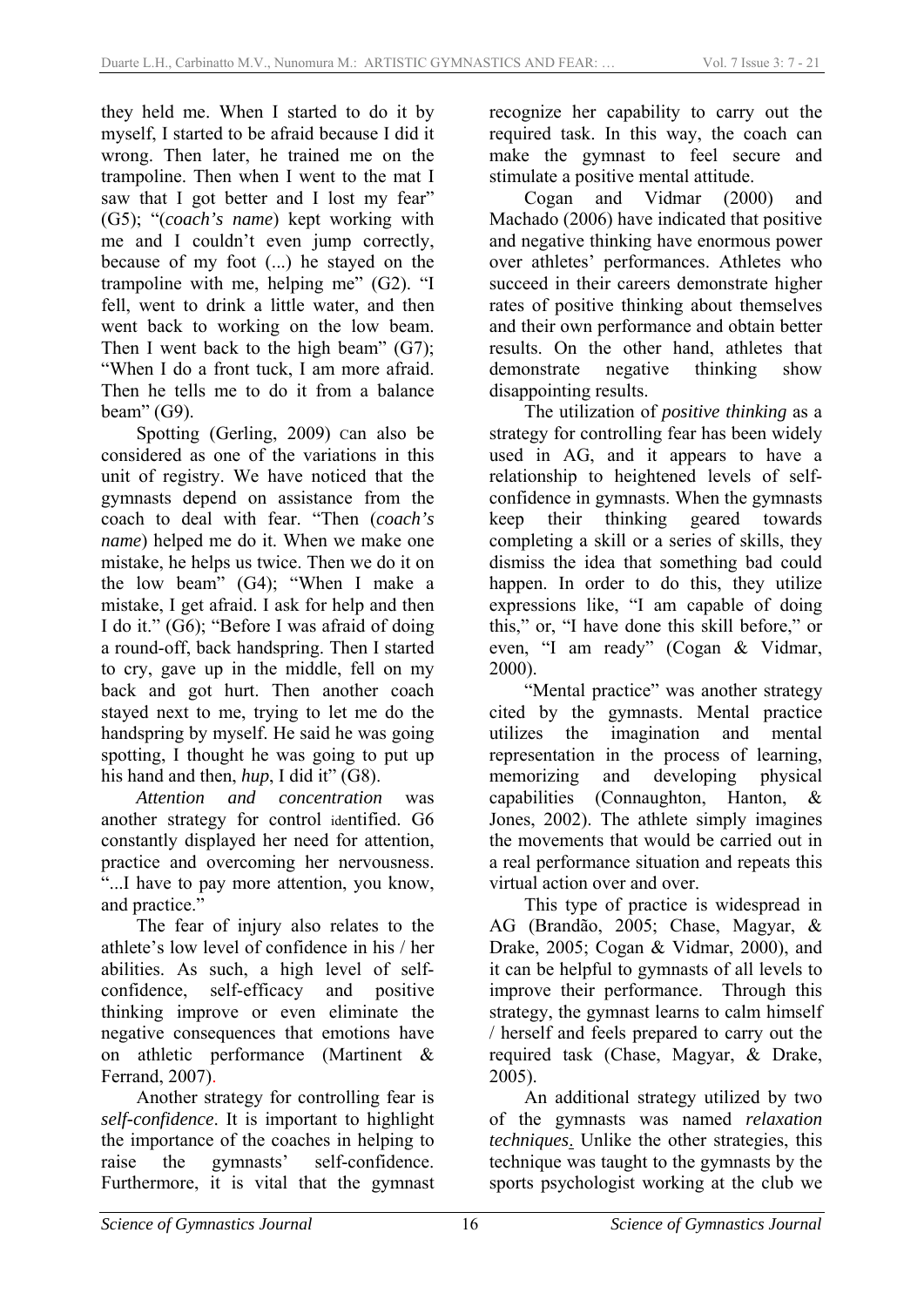they held me. When I started to do it by myself, I started to be afraid because I did it wrong. Then later, he trained me on the trampoline. Then when I went to the mat I saw that I got better and I lost my fear" (G5); "(*coach's name*) kept working with me and I couldn't even jump correctly, because of my foot (...) he stayed on the trampoline with me, helping me" (G2). "I fell, went to drink a little water, and then went back to working on the low beam. Then I went back to the high beam" (G7); "When I do a front tuck, I am more afraid. Then he tells me to do it from a balance beam" (G9).

Spotting (Gerling, 2009) can also be considered as one of the variations in this unit of registry. We have noticed that the gymnasts depend on assistance from the coach to deal with fear. "Then (*coach's name*) helped me do it. When we make one mistake, he helps us twice. Then we do it on the low beam" (G4); "When I make a mistake, I get afraid. I ask for help and then I do it." (G6); "Before I was afraid of doing a round-off, back handspring. Then I started to cry, gave up in the middle, fell on my back and got hurt. Then another coach stayed next to me, trying to let me do the handspring by myself. He said he was going spotting, I thought he was going to put up his hand and then, *hup*, I did it" (G8).

*Attention and concentration* was another strategy for control identified. G6 constantly displayed her need for attention, practice and overcoming her nervousness. "...I have to pay more attention, you know, and practice."

The fear of injury also relates to the athlete's low level of confidence in his / her abilities. As such, a high level of self-confidence, self-efficacy and positive thinking improve or even eliminate the negative consequences that emotions have on athletic performance (Martinent & Ferrand, 2007).

Another strategy for controlling fear is *self-confidence*. It is important to highlight the importance of the coaches in helping to raise the gymnasts' self-confidence. Furthermore, it is vital that the gymnast recognize her capability to carry out the required task. In this way, the coach can make the gymnast to feel secure and stimulate a positive mental attitude.

Cogan and Vidmar (2000) and Machado (2006) have indicated that positive and negative thinking have enormous power over athletes' performances. Athletes who succeed in their careers demonstrate higher rates of positive thinking about themselves and their own performance and obtain better results. On the other hand, athletes that demonstrate negative thinking show disappointing results.

The utilization of *positive thinking* as a strategy for controlling fear has been widely used in AG, and it appears to have a relationship to heightened levels of self-confidence in gymnasts. When the gymnasts keep their thinking geared towards completing a skill or a series of skills, they dismiss the idea that something bad could happen. In order to do this, they utilize expressions like, "I am capable of doing this," or, "I have done this skill before," or even, "I am ready" (Cogan & Vidmar, 2000).

"Mental practice" was another strategy cited by the gymnasts. Mental practice utilizes the imagination and mental representation in the process of learning, memorizing and developing physical capabilities (Connaughton, Hanton, & Jones, 2002). The athlete simply imagines the movements that would be carried out in a real performance situation and repeats this virtual action over and over.

This type of practice is widespread in AG (Brandão, 2005; Chase, Magyar, & Drake, 2005; Cogan & Vidmar, 2000), and it can be helpful to gymnasts of all levels to improve their performance. Through this strategy, the gymnast learns to calm himself / herself and feels prepared to carry out the required task (Chase, Magyar, & Drake, 2005).

An additional strategy utilized by two of the gymnasts was named *relaxation techniques*. Unlike the other strategies, this technique was taught to the gymnasts by the sports psychologist working at the club we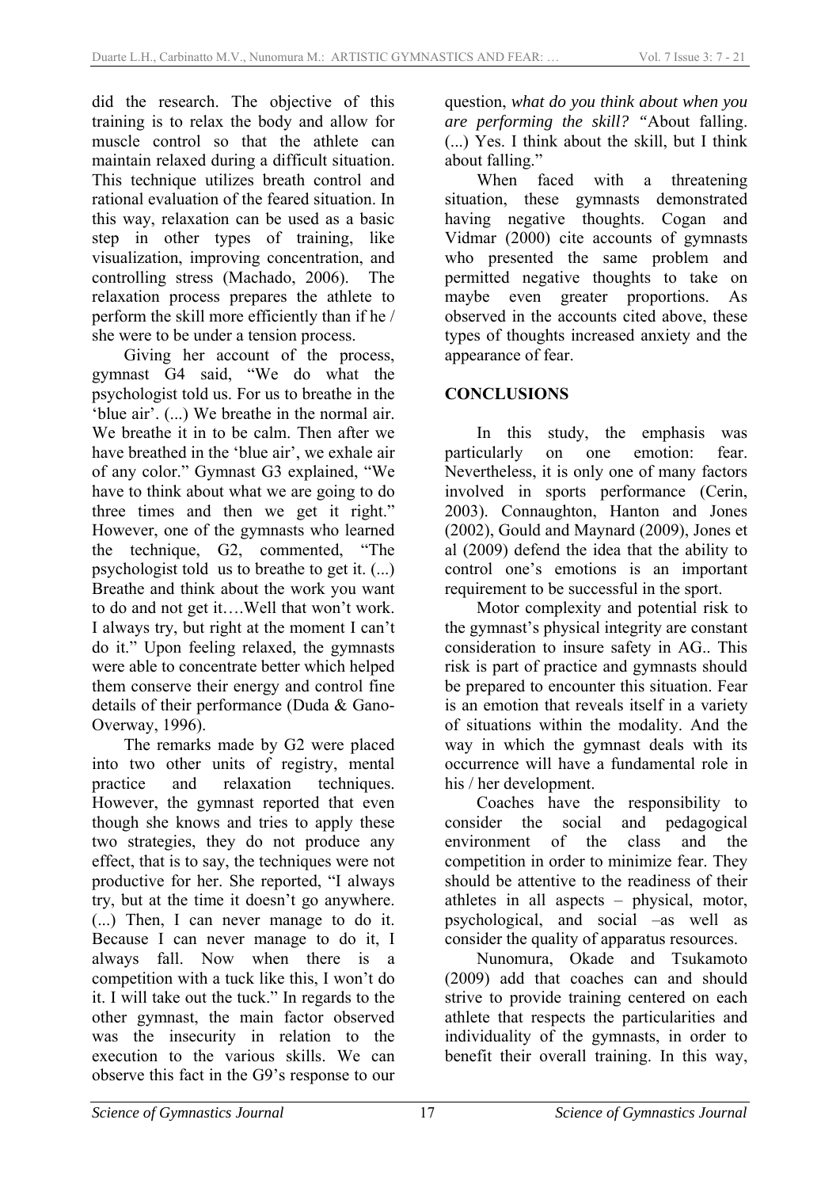did the research. The objective of this training is to relax the body and allow for muscle control so that the athlete can maintain relaxed during a difficult situation. This technique utilizes breath control and rational evaluation of the feared situation. In this way, relaxation can be used as a basic step in other types of training, like visualization, improving concentration, and controlling stress (Machado, 2006). The relaxation process prepares the athlete to perform the skill more efficiently than if he / she were to be under a tension process.

Giving her account of the process, gymnast G4 said, "We do what the psychologist told us. For us to breathe in the 'blue air'. (...) We breathe in the normal air. We breathe it in to be calm. Then after we have breathed in the 'blue air', we exhale air of any color." Gymnast G3 explained, "We have to think about what we are going to do three times and then we get it right." However, one of the gymnasts who learned the technique, G2, commented, "The psychologist told us to breathe to get it. (...) Breathe and think about the work you want to do and not get it….Well that won't work. I always try, but right at the moment I can't do it." Upon feeling relaxed, the gymnasts were able to concentrate better which helped them conserve their energy and control fine details of their performance (Duda & Gano-Overway, 1996).

The remarks made by G2 were placed into two other units of registry, mental practice and relaxation techniques. However, the gymnast reported that even though she knows and tries to apply these two strategies, they do not produce any effect, that is to say, the techniques were not productive for her. She reported, "I always try, but at the time it doesn't go anywhere. (...) Then, I can never manage to do it. Because I can never manage to do it, I always fall. Now when there is a competition with a tuck like this, I won't do it. I will take out the tuck." In regards to the other gymnast, the main factor observed was the insecurity in relation to the execution to the various skills. We can observe this fact in the G9's response to our question, *what do you think about when you are performing the skill?* "About falling. (...) Yes. I think about the skill, but I think about falling."

When faced with a threatening situation, these gymnasts demonstrated having negative thoughts. Cogan and Vidmar (2000) cite accounts of gymnasts who presented the same problem and permitted negative thoughts to take on maybe even greater proportions. As observed in the accounts cited above, these types of thoughts increased anxiety and the appearance of fear.

## CONCLUSIONS

In this study, the emphasis was particularly on one emotion: fear. Nevertheless, it is only one of many factors involved in sports performance (Cerin, 2003). Connaughton, Hanton and Jones (2002), Gould and Maynard (2009), Jones et al (2009) defend the idea that the ability to control one's emotions is an important requirement to be successful in the sport.

Motor complexity and potential risk to the gymnast's physical integrity are constant consideration to insure safety in AG.. This risk is part of practice and gymnasts should be prepared to encounter this situation. Fear is an emotion that reveals itself in a variety of situations within the modality. And the way in which the gymnast deals with its occurrence will have a fundamental role in his / her development.

Coaches have the responsibility to consider the social and pedagogical environment of the class and the competition in order to minimize fear. They should be attentive to the readiness of their athletes in all aspects – physical, motor, psychological, and social –as well as consider the quality of apparatus resources.

Nunomura, Okade and Tsukamoto (2009) add that coaches can and should strive to provide training centered on each athlete that respects the particularities and individuality of the gymnasts, in order to benefit their overall training. In this way,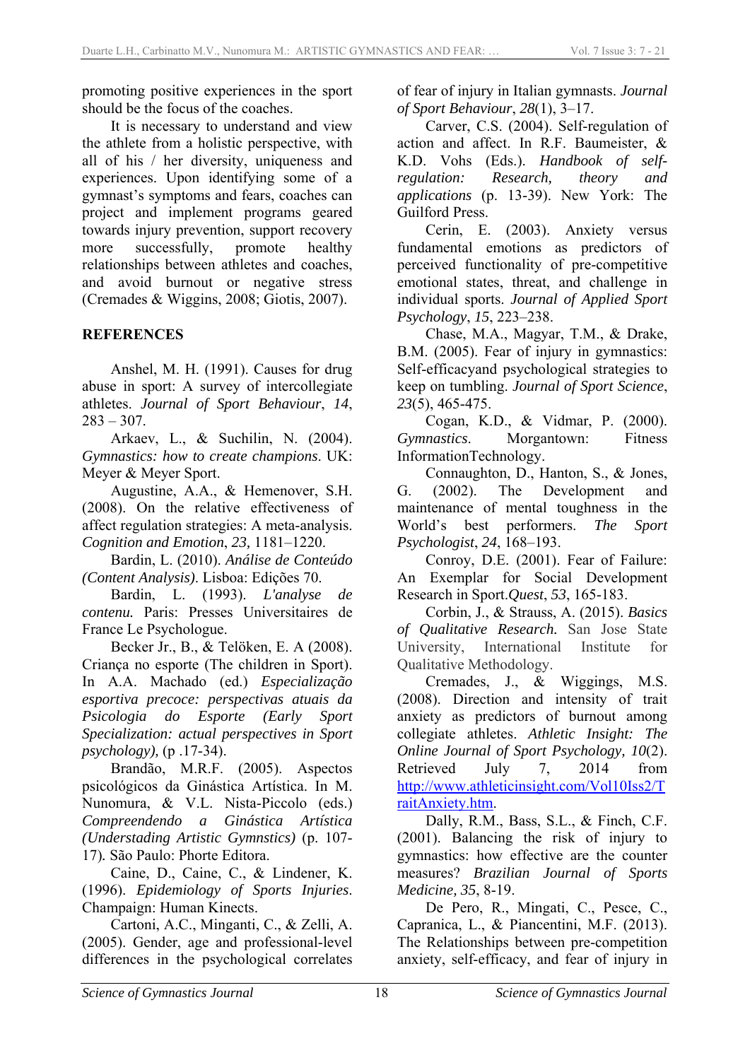promoting positive experiences in the sport should be the focus of the coaches.

It is necessary to understand and view the athlete from a holistic perspective, with all of his / her diversity, uniqueness and experiences. Upon identifying some of a gymnast's symptoms and fears, coaches can project and implement programs geared towards injury prevention, support recovery more successfully, promote healthy relationships between athletes and coaches, and avoid burnout or negative stress (Cremades & Wiggins, 2008; Giotis, 2007).

## REFERENCES

Anshel, M. H. (1991). Causes for drug abuse in sport: A survey of intercollegiate athletes. *Journal of Sport Behaviour*, *14*, 283 – 307.

Arkaev, L., & Suchilin, N. (2004). *Gymnastics: how to create champions*. UK: Meyer & Meyer Sport.

Augustine, A.A., & Hemenover, S.H. (2008). On the relative effectiveness of affect regulation strategies: A meta-analysis. *Cognition and Emotion*, *23,* 1181–1220.

Bardin, L. (2010). *Análise de Conteúdo (Content Analysis)*. Lisboa: Edições 70.

Bardin, L. (1993). *L'analyse de contenu.* Paris: Presses Universitaires de France Le Psychologue.

Becker Jr., B., & Telöken, E. A (2008). Criança no esporte (The children in Sport). In A.A. Machado (ed.) *Especialização esportiva precoce: perspectivas atuais da Psicologia do Esporte (Early Sport Specialization: actual perspectives in Sport psychology),* (p .17-34).

Brandão, M.R.F. (2005). Aspectos psicológicos da Ginástica Artística. In M. Nunomura, & V.L. Nista-Piccolo (eds.) *Compreendendo a Ginástica Artística (Understading Artistic Gymnstics)* (p. 107-17)*.* São Paulo: Phorte Editora.

Caine, D., Caine, C., & Lindener, K. (1996). *Epidemiology of Sports Injuries*. Champaign: Human Kinects.

Cartoni, A.C., Minganti, C., & Zelli, A. (2005). Gender, age and professional-level differences in the psychological correlates of fear of injury in Italian gymnasts. *Journal of Sport Behaviour*, *28*(1), 3–17.

Carver, C.S. (2004). Self-regulation of action and affect. In R.F. Baumeister, & K.D. Vohs (Eds.). *Handbook of self-regulation: Research, theory and applications* (p. 13-39). New York: The Guilford Press.

Cerin, E. (2003). Anxiety versus fundamental emotions as predictors of perceived functionality of pre-competitive emotional states, threat, and challenge in individual sports. *Journal of Applied Sport Psychology*, *15*, 223–238.

Chase, M.A., Magyar, T.M., & Drake, B.M. (2005). Fear of injury in gymnastics: Self-efficacyand psychological strategies to keep on tumbling. *Journal of Sport Science*, *23*(5), 465-475.

Cogan, K.D., & Vidmar, P. (2000). *Gymnastics*. Morgantown: Fitness InformationTechnology.

Connaughton, D., Hanton, S., & Jones, G. (2002). The Development and maintenance of mental toughness in the World's best performers. *The Sport Psychologist*, *24*, 168–193.

Conroy, D.E. (2001). Fear of Failure: An Exemplar for Social Development Research in Sport.*Quest*, *53*, 165-183.

Corbin, J., & Strauss, A. (2015). *Basics of Qualitative Research.* San Jose State University, International Institute for Qualitative Methodology.

Cremades, J., & Wiggings, M.S. (2008). Direction and intensity of trait anxiety as predictors of burnout among collegiate athletes. *Athletic Insight: The Online Journal of Sport Psychology, 10*(2). Retrieved July 7, 2014 from http://www.athleticinsight.com/Vol10Iss2/TraitAnxiety.htm.

Dally, R.M., Bass, S.L., & Finch, C.F. (2001). Balancing the risk of injury to gymnastics: how effective are the counter measures? *Brazilian Journal of Sports Medicine, 35*, 8-19.

De Pero, R., Mingati, C., Pesce, C., Capranica, L., & Piancentini, M.F. (2013). The Relationships between pre-competition anxiety, self-efficacy, and fear of injury in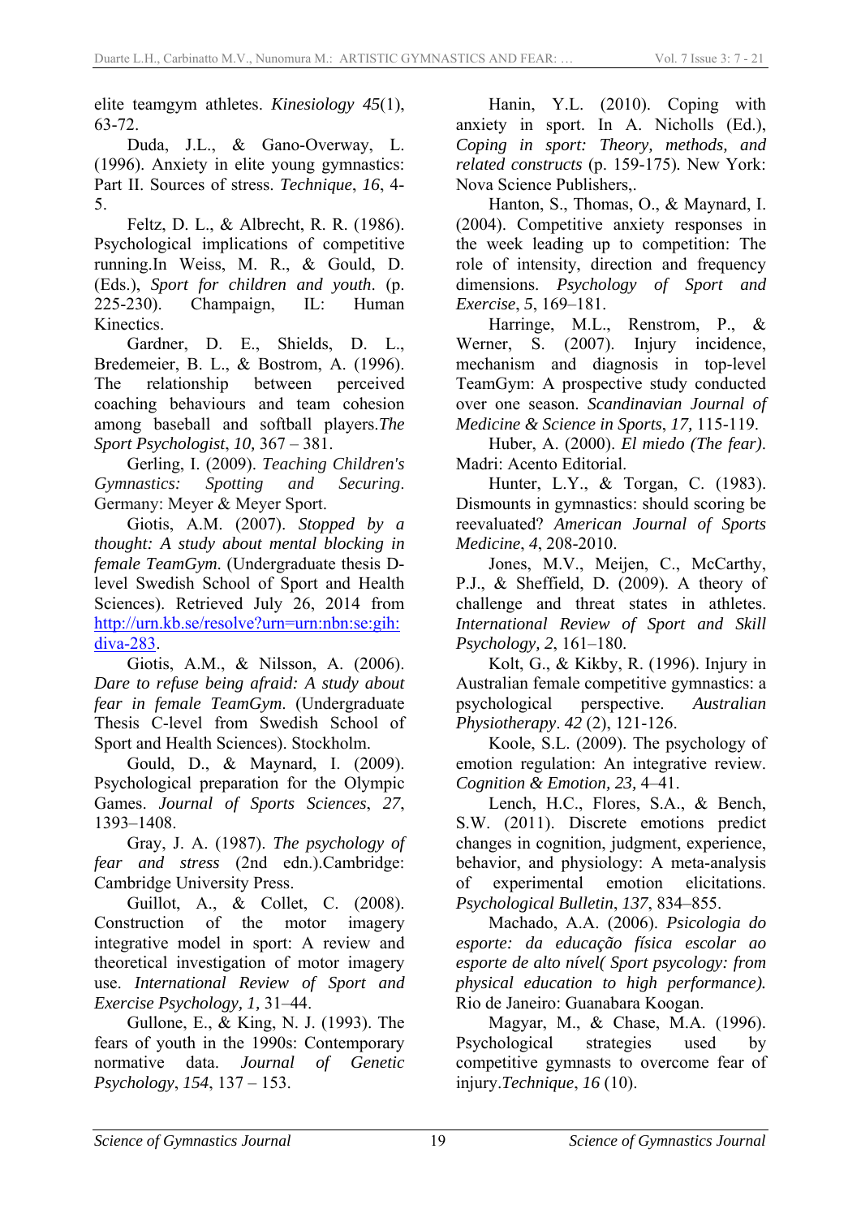elite teamgym athletes. *Kinesiology 45*(1), 63-72.

Duda, J.L., & Gano-Overway, L. (1996). Anxiety in elite young gymnastics: Part II. Sources of stress. *Technique*, *16*, 4-5.

Feltz, D. L., & Albrecht, R. R. (1986). Psychological implications of competitive running.In Weiss, M. R., & Gould, D. (Eds.), *Sport for children and youth*. (p. 225-230). Champaign, IL: Human Kinectics.

Gardner, D. E., Shields, D. L., Bredemeier, B. L., & Bostrom, A. (1996). The relationship between perceived coaching behaviours and team cohesion among baseball and softball players.*The Sport Psychologist*, *10,* 367 – 381.

Gerling, I. (2009). *Teaching Children's Gymnastics: Spotting and Securing*. Germany: Meyer & Meyer Sport.

Giotis, A.M. (2007). *Stopped by a thought: A study about mental blocking in female TeamGym*. (Undergraduate thesis D-level Swedish School of Sport and Health Sciences). Retrieved July 26, 2014 from http://urn.kb.se/resolve?urn=urn:nbn:se:gih:diva-283.

Giotis, A.M., & Nilsson, A. (2006). *Dare to refuse being afraid: A study about fear in female TeamGym*. (Undergraduate Thesis C-level from Swedish School of Sport and Health Sciences). Stockholm.

Gould, D., & Maynard, I. (2009). Psychological preparation for the Olympic Games. *Journal of Sports Sciences*, *27*, 1393–1408.

Gray, J. A. (1987). *The psychology of fear and stress* (2nd edn.).Cambridge: Cambridge University Press.

Guillot, A., & Collet, C. (2008). Construction of the motor imagery integrative model in sport: A review and theoretical investigation of motor imagery use. *International Review of Sport and Exercise Psychology, 1,* 31–44.

Gullone, E., & King, N. J. (1993). The fears of youth in the 1990s: Contemporary normative data. *Journal of Genetic Psychology*, *154*, 137 – 153.

Hanin, Y.L. (2010). Coping with anxiety in sport. In A. Nicholls (Ed.), *Coping in sport: Theory, methods, and related constructs* (p. 159-175)*.* New York: Nova Science Publishers,.

Hanton, S., Thomas, O., & Maynard, I. (2004). Competitive anxiety responses in the week leading up to competition: The role of intensity, direction and frequency dimensions. *Psychology of Sport and Exercise*, *5*, 169–181.

Harringe, M.L., Renstrom, P., & Werner, S. (2007). Injury incidence, mechanism and diagnosis in top-level TeamGym: A prospective study conducted over one season. *Scandinavian Journal of Medicine & Science in Sports*, *17,* 115-119.

Huber, A. (2000). *El miedo (The fear)*. Madri: Acento Editorial.

Hunter, L.Y., & Torgan, C. (1983). Dismounts in gymnastics: should scoring be reevaluated? *American Journal of Sports Medicine*, *4*, 208-2010.

Jones, M.V., Meijen, C., McCarthy, P.J., & Sheffield, D. (2009). A theory of challenge and threat states in athletes. *International Review of Sport and Skill Psychology, 2*, 161–180.

Kolt, G., & Kikby, R. (1996). Injury in Australian female competitive gymnastics: a psychological perspective. *Australian Physiotherapy*. *42* (2), 121-126.

Koole, S.L. (2009). The psychology of emotion regulation: An integrative review. *Cognition & Emotion, 23,* 4–41.

Lench, H.C., Flores, S.A., & Bench, S.W. (2011). Discrete emotions predict changes in cognition, judgment, experience, behavior, and physiology: A meta-analysis of experimental emotion elicitations. *Psychological Bulletin*, *137*, 834–855.

Machado, A.A. (2006). *Psicologia do esporte: da educação física escolar ao esporte de alto nível( Sport psycology: from physical education to high performance).* Rio de Janeiro: Guanabara Koogan.

Magyar, M., & Chase, M.A. (1996). Psychological strategies used by competitive gymnasts to overcome fear of injury.*Technique*, *16* (10).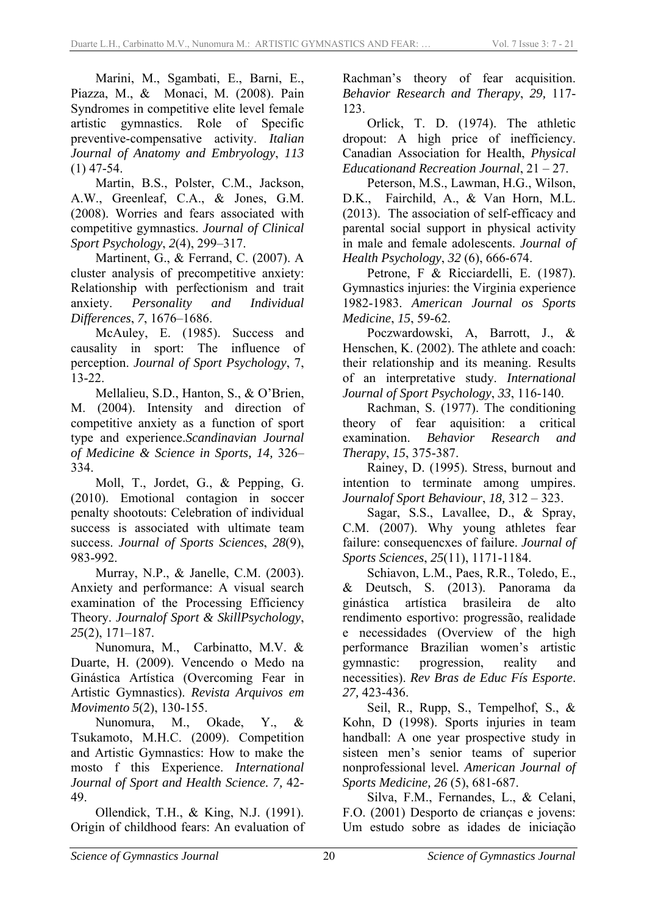Marini, M., Sgambati, E., Barni, E., Piazza, M., & Monaci, M. (2008). Pain Syndromes in competitive elite level female artistic gymnastics. Role of Specific preventive-compensative activity. *Italian Journal of Anatomy and Embryology*, *113* (1) 47-54.

Martin, B.S., Polster, C.M., Jackson, A.W., Greenleaf, C.A., & Jones, G.M. (2008). Worries and fears associated with competitive gymnastics. *Journal of Clinical Sport Psychology*, *2*(4), 299–317.

Martinent, G., & Ferrand, C. (2007). A cluster analysis of precompetitive anxiety: Relationship with perfectionism and trait anxiety. *Personality and Individual Differences*, *7*, 1676–1686.

McAuley, E. (1985). Success and causality in sport: The influence of perception. *Journal of Sport Psychology*, 7, 13-22.

Mellalieu, S.D., Hanton, S., & O'Brien, M. (2004). Intensity and direction of competitive anxiety as a function of sport type and experience.*Scandinavian Journal of Medicine & Science in Sports, 14,* 326–334.

Moll, T., Jordet, G., & Pepping, G. (2010). Emotional contagion in soccer penalty shootouts: Celebration of individual success is associated with ultimate team success. *Journal of Sports Sciences*, *28*(9), 983-992.

Murray, N.P., & Janelle, C.M. (2003). Anxiety and performance: A visual search examination of the Processing Efficiency Theory. *Journalof Sport & SkillPsychology*, *25*(2), 171–187.

Nunomura, M., Carbinatto, M.V. & Duarte, H. (2009). Vencendo o Medo na Ginástica Artística (Overcoming Fear in Artistic Gymnastics). *Revista Arquivos em Movimento 5*(2), 130-155.

Nunomura, M., Okade, Y., & Tsukamoto, M.H.C. (2009). Competition and Artistic Gymnastics: How to make the mosto f this Experience. *International Journal of Sport and Health Science. 7,* 42-49.

Ollendick, T.H., & King, N.J. (1991). Origin of childhood fears: An evaluation of Rachman's theory of fear acquisition. *Behavior Research and Therapy*, *29,* 117-123.

Orlick, T. D. (1974). The athletic dropout: A high price of inefficiency. Canadian Association for Health, *Physical Educationand Recreation Journal*, 21 – 27.

Peterson, M.S., Lawman, H.G., Wilson, D.K., Fairchild, A., & Van Horn, M.L. (2013). The association of self-efficacy and parental social support in physical activity in male and female adolescents. *Journal of Health Psychology*, *32* (6), 666-674.

Petrone, F & Ricciardelli, E. (1987). Gymnastics injuries: the Virginia experience 1982-1983. *American Journal os Sports Medicine*, *15*, 59-62.

Poczwardowski, A, Barrott, J., & Henschen, K. (2002). The athlete and coach: their relationship and its meaning. Results of an interpretative study. *International Journal of Sport Psychology*, *33*, 116-140.

Rachman, S. (1977). The conditioning theory of fear aquisition: a critical examination. *Behavior Research and Therapy*, *15*, 375-387.

Rainey, D. (1995). Stress, burnout and intention to terminate among umpires. *Journalof Sport Behaviour*, *18,* 312 – 323.

Sagar, S.S., Lavallee, D., & Spray, C.M. (2007). Why young athletes fear failure: consequencxes of failure. *Journal of Sports Sciences*, *25*(11), 1171-1184.

Schiavon, L.M., Paes, R.R., Toledo, E., & Deutsch, S. (2013). Panorama da ginástica artística brasileira de alto rendimento esportivo: progressão, realidade e necessidades (Overview of the high performance Brazilian women's artistic gymnastic: progression, reality and necessities). *Rev Bras de Educ Fís Esporte*. *27,* 423-436.

Seil, R., Rupp, S., Tempelhof, S., & Kohn, D (1998). Sports injuries in team handball: A one year prospective study in sisteen men's senior teams of superior nonprofessional level*. American Journal of Sports Medicine, 26* (5), 681-687.

Silva, F.M., Fernandes, L., & Celani, F.O. (2001) Desporto de crianças e jovens: Um estudo sobre as idades de iniciação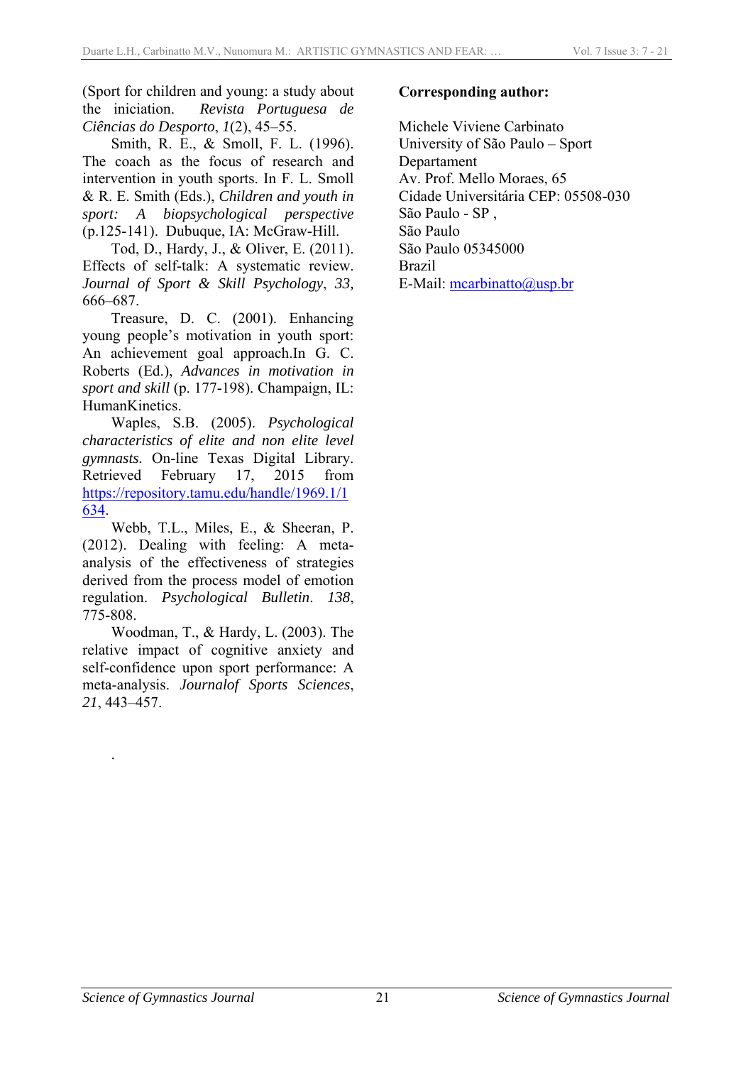(Sport for children and young: a study about the iniciation. *Revista Portuguesa de Ciências do Desporto*, *1*(2), 45–55.

Smith, R. E., & Smoll, F. L. (1996). The coach as the focus of research and intervention in youth sports. In F. L. Smoll & R. E. Smith (Eds.), *Children and youth in sport: A biopsychological perspective* (p.125-141). Dubuque, IA: McGraw-Hill.

Tod, D., Hardy, J., & Oliver, E. (2011). Effects of self-talk: A systematic review. *Journal of Sport & Skill Psychology*, *33,* 666–687.

Treasure, D. C. (2001). Enhancing young people's motivation in youth sport: An achievement goal approach.In G. C. Roberts (Ed.), *Advances in motivation in sport and skill* (p. 177-198). Champaign, IL: HumanKinetics.

Waples, S.B. (2005). *Psychological characteristics of elite and non elite level gymnasts.* On-line Texas Digital Library. Retrieved February 17, 2015 from https://repository.tamu.edu/handle/1969.1/1634.

Webb, T.L., Miles, E., & Sheeran, P. (2012). Dealing with feeling: A meta-analysis of the effectiveness of strategies derived from the process model of emotion regulation. *Psychological Bulletin*. *138*, 775-808.

Woodman, T., & Hardy, L. (2003). The relative impact of cognitive anxiety and self-confidence upon sport performance: A meta-analysis. *Journalof Sports Sciences*, *21*, 443–457.

.

**Corresponding author:**

Michele Viviene Carbinato
University of São Paulo – Sport Departament
Av. Prof. Mello Moraes, 65
Cidade Universitária CEP: 05508-030
São Paulo - SP ,
São Paulo
São Paulo 05345000
Brazil
E-Mail: mcarbinatto@usp.br